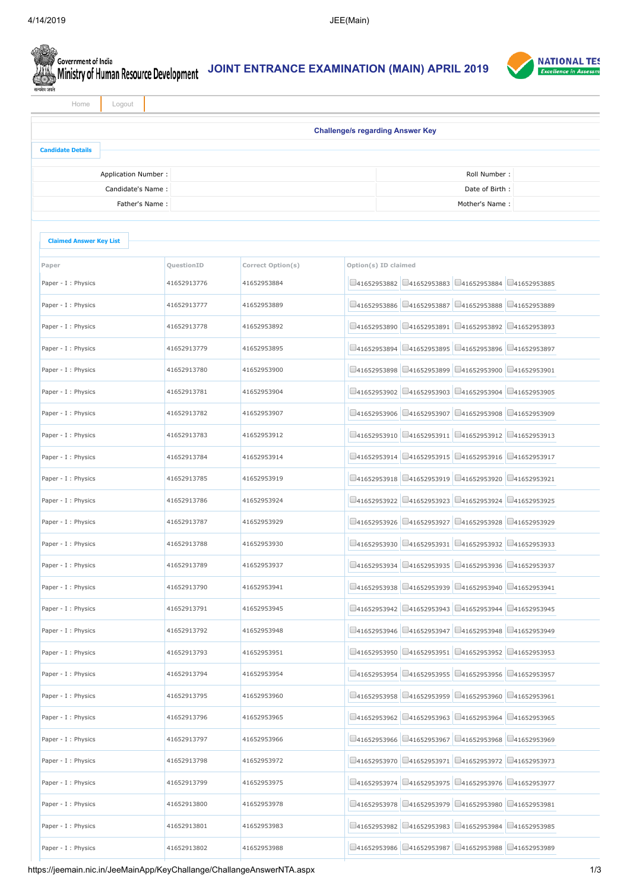Government of India
Ministry of Human Resource Development

# JOINT ENTRANCE EXAMINATION (MAIN) APRIL 2019

NATIONAL TES
Excellence in Assessm

Home | Logout

## Challenge/s regarding Answer Key

### Candidate Details

| | | | |
|---|---|---|---|
| Application Number : | | Roll Number : | |
| Candidate's Name : | | Date of Birth : | |
| Father's Name : | | Mother's Name : | |

### Claimed Answer Key List

| Paper | QuestionID | Correct Option(s) | Option(s) ID claimed | | | |
|---|---|---|---|---|---|---|
| Paper - I : Physics | 41652913776 | 41652953884 | 41652953882 | 41652953883 | 41652953884 | 41652953885 |
| Paper - I : Physics | 41652913777 | 41652953889 | 41652953886 | 41652953887 | 41652953888 | 41652953889 |
| Paper - I : Physics | 41652913778 | 41652953892 | 41652953890 | 41652953891 | 41652953892 | 41652953893 |
| Paper - I : Physics | 41652913779 | 41652953895 | 41652953894 | 41652953895 | 41652953896 | 41652953897 |
| Paper - I : Physics | 41652913780 | 41652953900 | 41652953898 | 41652953899 | 41652953900 | 41652953901 |
| Paper - I : Physics | 41652913781 | 41652953904 | 41652953902 | 41652953903 | 41652953904 | 41652953905 |
| Paper - I : Physics | 41652913782 | 41652953907 | 41652953906 | 41652953907 | 41652953908 | 41652953909 |
| Paper - I : Physics | 41652913783 | 41652953912 | 41652953910 | 41652953911 | 41652953912 | 41652953913 |
| Paper - I : Physics | 41652913784 | 41652953914 | 41652953914 | 41652953915 | 41652953916 | 41652953917 |
| Paper - I : Physics | 41652913785 | 41652953919 | 41652953918 | 41652953919 | 41652953920 | 41652953921 |
| Paper - I : Physics | 41652913786 | 41652953924 | 41652953922 | 41652953923 | 41652953924 | 41652953925 |
| Paper - I : Physics | 41652913787 | 41652953929 | 41652953926 | 41652953927 | 41652953928 | 41652953929 |
| Paper - I : Physics | 41652913788 | 41652953930 | 41652953930 | 41652953931 | 41652953932 | 41652953933 |
| Paper - I : Physics | 41652913789 | 41652953937 | 41652953934 | 41652953935 | 41652953936 | 41652953937 |
| Paper - I : Physics | 41652913790 | 41652953941 | 41652953938 | 41652953939 | 41652953940 | 41652953941 |
| Paper - I : Physics | 41652913791 | 41652953945 | 41652953942 | 41652953943 | 41652953944 | 41652953945 |
| Paper - I : Physics | 41652913792 | 41652953948 | 41652953946 | 41652953947 | 41652953948 | 41652953949 |
| Paper - I : Physics | 41652913793 | 41652953951 | 41652953950 | 41652953951 | 41652953952 | 41652953953 |
| Paper - I : Physics | 41652913794 | 41652953954 | 41652953954 | 41652953955 | 41652953956 | 41652953957 |
| Paper - I : Physics | 41652913795 | 41652953960 | 41652953958 | 41652953959 | 41652953960 | 41652953961 |
| Paper - I : Physics | 41652913796 | 41652953965 | 41652953962 | 41652953963 | 41652953964 | 41652953965 |
| Paper - I : Physics | 41652913797 | 41652953966 | 41652953966 | 41652953967 | 41652953968 | 41652953969 |
| Paper - I : Physics | 41652913798 | 41652953972 | 41652953970 | 41652953971 | 41652953972 | 41652953973 |
| Paper - I : Physics | 41652913799 | 41652953975 | 41652953974 | 41652953975 | 41652953976 | 41652953977 |
| Paper - I : Physics | 41652913800 | 41652953978 | 41652953978 | 41652953979 | 41652953980 | 41652953981 |
| Paper - I : Physics | 41652913801 | 41652953983 | 41652953982 | 41652953983 | 41652953984 | 41652953985 |
| Paper - I : Physics | 41652913802 | 41652953988 | 41652953986 | 41652953987 | 41652953988 | 41652953989 |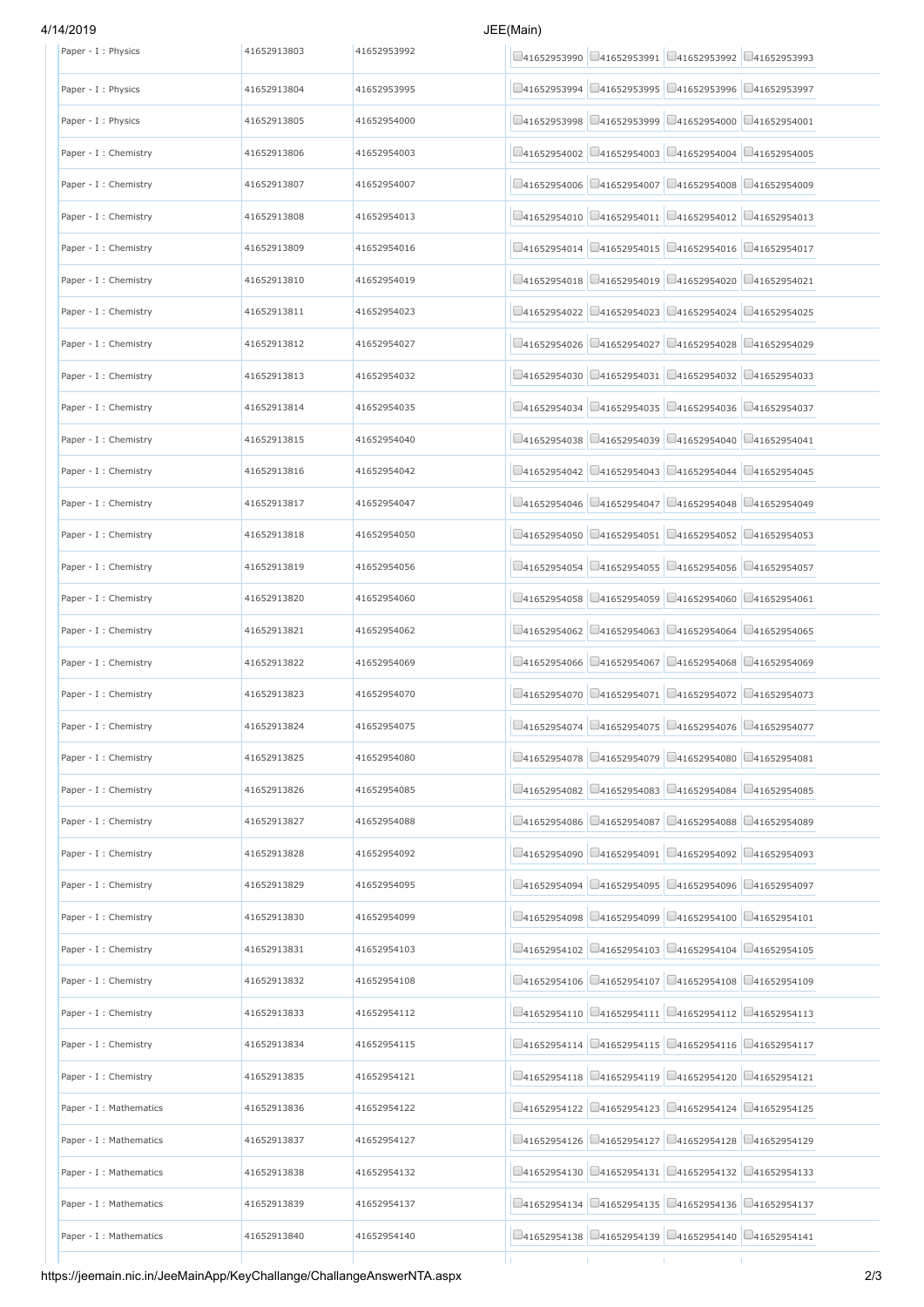| Paper - I : Physics | 41652913803 | 41652953992 | ☐41652953990 ☐41652953991 ☐41652953992 ☐41652953993 |
|---|---|---|---|
| Paper - I : Physics | 41652913804 | 41652953995 | ☐41652953994 ☐41652953995 ☐41652953996 ☐41652953997 |
| Paper - I : Physics | 41652913805 | 41652954000 | ☐41652953998 ☐41652953999 ☐41652954000 ☐41652954001 |
| Paper - I : Chemistry | 41652913806 | 41652954003 | ☐41652954002 ☐41652954003 ☐41652954004 ☐41652954005 |
| Paper - I : Chemistry | 41652913807 | 41652954007 | ☐41652954006 ☐41652954007 ☐41652954008 ☐41652954009 |
| Paper - I : Chemistry | 41652913808 | 41652954013 | ☐41652954010 ☐41652954011 ☐41652954012 ☐41652954013 |
| Paper - I : Chemistry | 41652913809 | 41652954016 | ☐41652954014 ☐41652954015 ☐41652954016 ☐41652954017 |
| Paper - I : Chemistry | 41652913810 | 41652954019 | ☐41652954018 ☐41652954019 ☐41652954020 ☐41652954021 |
| Paper - I : Chemistry | 41652913811 | 41652954023 | ☐41652954022 ☐41652954023 ☐41652954024 ☐41652954025 |
| Paper - I : Chemistry | 41652913812 | 41652954027 | ☐41652954026 ☐41652954027 ☐41652954028 ☐41652954029 |
| Paper - I : Chemistry | 41652913813 | 41652954032 | ☐41652954030 ☐41652954031 ☐41652954032 ☐41652954033 |
| Paper - I : Chemistry | 41652913814 | 41652954035 | ☐41652954034 ☐41652954035 ☐41652954036 ☐41652954037 |
| Paper - I : Chemistry | 41652913815 | 41652954040 | ☐41652954038 ☐41652954039 ☐41652954040 ☐41652954041 |
| Paper - I : Chemistry | 41652913816 | 41652954042 | ☐41652954042 ☐41652954043 ☐41652954044 ☐41652954045 |
| Paper - I : Chemistry | 41652913817 | 41652954047 | ☐41652954046 ☐41652954047 ☐41652954048 ☐41652954049 |
| Paper - I : Chemistry | 41652913818 | 41652954050 | ☐41652954050 ☐41652954051 ☐41652954052 ☐41652954053 |
| Paper - I : Chemistry | 41652913819 | 41652954056 | ☐41652954054 ☐41652954055 ☐41652954056 ☐41652954057 |
| Paper - I : Chemistry | 41652913820 | 41652954060 | ☐41652954058 ☐41652954059 ☐41652954060 ☐41652954061 |
| Paper - I : Chemistry | 41652913821 | 41652954062 | ☐41652954062 ☐41652954063 ☐41652954064 ☐41652954065 |
| Paper - I : Chemistry | 41652913822 | 41652954069 | ☐41652954066 ☐41652954067 ☐41652954068 ☐41652954069 |
| Paper - I : Chemistry | 41652913823 | 41652954070 | ☐41652954070 ☐41652954071 ☐41652954072 ☐41652954073 |
| Paper - I : Chemistry | 41652913824 | 41652954075 | ☐41652954074 ☐41652954075 ☐41652954076 ☐41652954077 |
| Paper - I : Chemistry | 41652913825 | 41652954080 | ☐41652954078 ☐41652954079 ☐41652954080 ☐41652954081 |
| Paper - I : Chemistry | 41652913826 | 41652954085 | ☐41652954082 ☐41652954083 ☐41652954084 ☐41652954085 |
| Paper - I : Chemistry | 41652913827 | 41652954088 | ☐41652954086 ☐41652954087 ☐41652954088 ☐41652954089 |
| Paper - I : Chemistry | 41652913828 | 41652954092 | ☐41652954090 ☐41652954091 ☐41652954092 ☐41652954093 |
| Paper - I : Chemistry | 41652913829 | 41652954095 | ☐41652954094 ☐41652954095 ☐41652954096 ☐41652954097 |
| Paper - I : Chemistry | 41652913830 | 41652954099 | ☐41652954098 ☐41652954099 ☐41652954100 ☐41652954101 |
| Paper - I : Chemistry | 41652913831 | 41652954103 | ☐41652954102 ☐41652954103 ☐41652954104 ☐41652954105 |
| Paper - I : Chemistry | 41652913832 | 41652954108 | ☐41652954106 ☐41652954107 ☐41652954108 ☐41652954109 |
| Paper - I : Chemistry | 41652913833 | 41652954112 | ☐41652954110 ☐41652954111 ☐41652954112 ☐41652954113 |
| Paper - I : Chemistry | 41652913834 | 41652954115 | ☐41652954114 ☐41652954115 ☐41652954116 ☐41652954117 |
| Paper - I : Chemistry | 41652913835 | 41652954121 | ☐41652954118 ☐41652954119 ☐41652954120 ☐41652954121 |
| Paper - I : Mathematics | 41652913836 | 41652954122 | ☐41652954122 ☐41652954123 ☐41652954124 ☐41652954125 |
| Paper - I : Mathematics | 41652913837 | 41652954127 | ☐41652954126 ☐41652954127 ☐41652954128 ☐41652954129 |
| Paper - I : Mathematics | 41652913838 | 41652954132 | ☐41652954130 ☐41652954131 ☐41652954132 ☐41652954133 |
| Paper - I : Mathematics | 41652913839 | 41652954137 | ☐41652954134 ☐41652954135 ☐41652954136 ☐41652954137 |
| Paper - I : Mathematics | 41652913840 | 41652954140 | ☐41652954138 ☐41652954139 ☐41652954140 ☐41652954141 |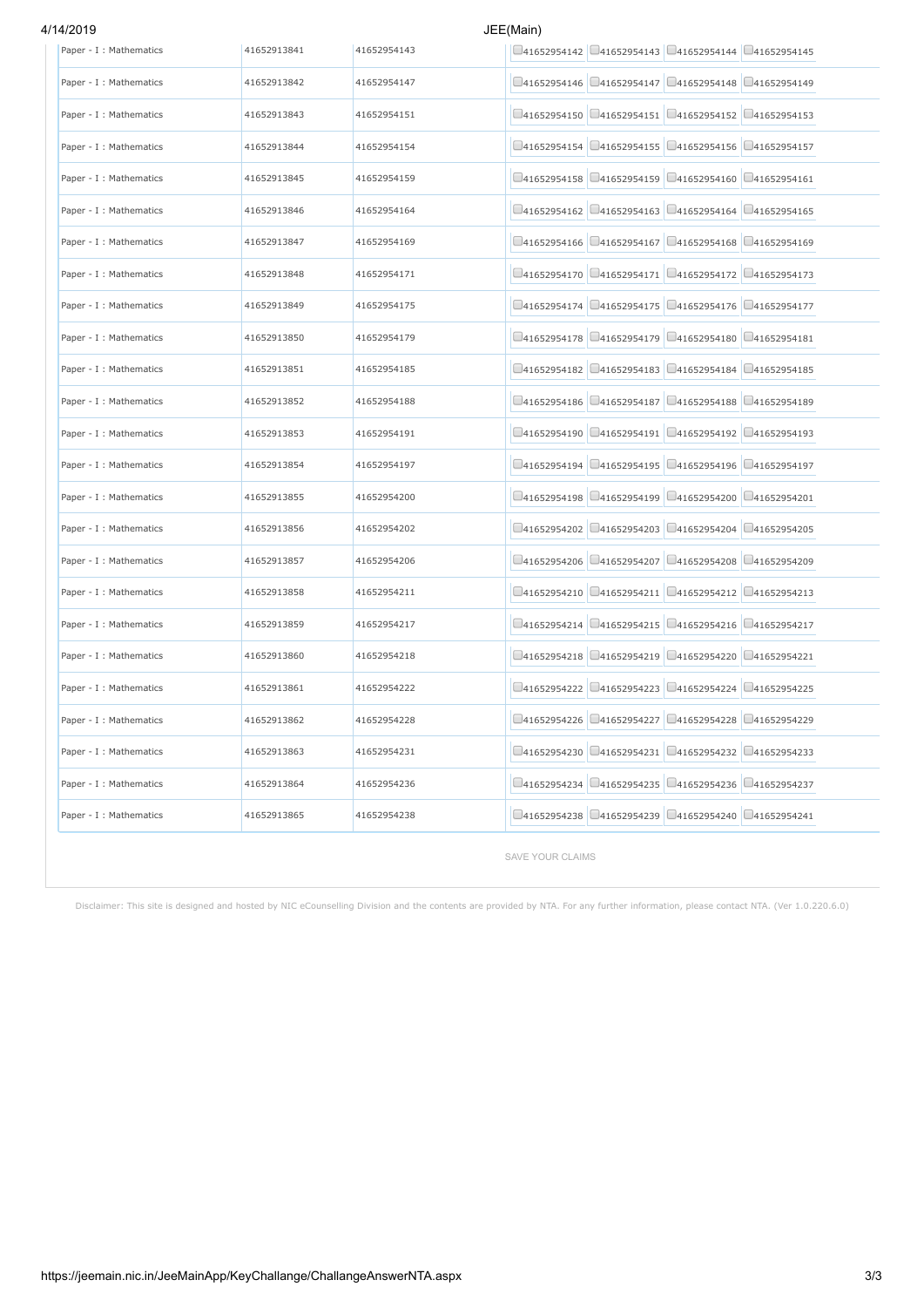| | | | |
|---|---|---|---|
| Paper - I : Mathematics | 41652913841 | 41652954143 | 41652954142 41652954143 41652954144 41652954145 |
| Paper - I : Mathematics | 41652913842 | 41652954147 | 41652954146 41652954147 41652954148 41652954149 |
| Paper - I : Mathematics | 41652913843 | 41652954151 | 41652954150 41652954151 41652954152 41652954153 |
| Paper - I : Mathematics | 41652913844 | 41652954154 | 41652954154 41652954155 41652954156 41652954157 |
| Paper - I : Mathematics | 41652913845 | 41652954159 | 41652954158 41652954159 41652954160 41652954161 |
| Paper - I : Mathematics | 41652913846 | 41652954164 | 41652954162 41652954163 41652954164 41652954165 |
| Paper - I : Mathematics | 41652913847 | 41652954169 | 41652954166 41652954167 41652954168 41652954169 |
| Paper - I : Mathematics | 41652913848 | 41652954171 | 41652954170 41652954171 41652954172 41652954173 |
| Paper - I : Mathematics | 41652913849 | 41652954175 | 41652954174 41652954175 41652954176 41652954177 |
| Paper - I : Mathematics | 41652913850 | 41652954179 | 41652954178 41652954179 41652954180 41652954181 |
| Paper - I : Mathematics | 41652913851 | 41652954185 | 41652954182 41652954183 41652954184 41652954185 |
| Paper - I : Mathematics | 41652913852 | 41652954188 | 41652954186 41652954187 41652954188 41652954189 |
| Paper - I : Mathematics | 41652913853 | 41652954191 | 41652954190 41652954191 41652954192 41652954193 |
| Paper - I : Mathematics | 41652913854 | 41652954197 | 41652954194 41652954195 41652954196 41652954197 |
| Paper - I : Mathematics | 41652913855 | 41652954200 | 41652954198 41652954199 41652954200 41652954201 |
| Paper - I : Mathematics | 41652913856 | 41652954202 | 41652954202 41652954203 41652954204 41652954205 |
| Paper - I : Mathematics | 41652913857 | 41652954206 | 41652954206 41652954207 41652954208 41652954209 |
| Paper - I : Mathematics | 41652913858 | 41652954211 | 41652954210 41652954211 41652954212 41652954213 |
| Paper - I : Mathematics | 41652913859 | 41652954217 | 41652954214 41652954215 41652954216 41652954217 |
| Paper - I : Mathematics | 41652913860 | 41652954218 | 41652954218 41652954219 41652954220 41652954221 |
| Paper - I : Mathematics | 41652913861 | 41652954222 | 41652954222 41652954223 41652954224 41652954225 |
| Paper - I : Mathematics | 41652913862 | 41652954228 | 41652954226 41652954227 41652954228 41652954229 |
| Paper - I : Mathematics | 41652913863 | 41652954231 | 41652954230 41652954231 41652954232 41652954233 |
| Paper - I : Mathematics | 41652913864 | 41652954236 | 41652954234 41652954235 41652954236 41652954237 |
| Paper - I : Mathematics | 41652913865 | 41652954238 | 41652954238 41652954239 41652954240 41652954241 |

SAVE YOUR CLAIMS

Disclaimer: This site is designed and hosted by NIC eCounselling Division and the contents are provided by NTA. For any further information, please contact NTA. (Ver 1.0.220.6.0)